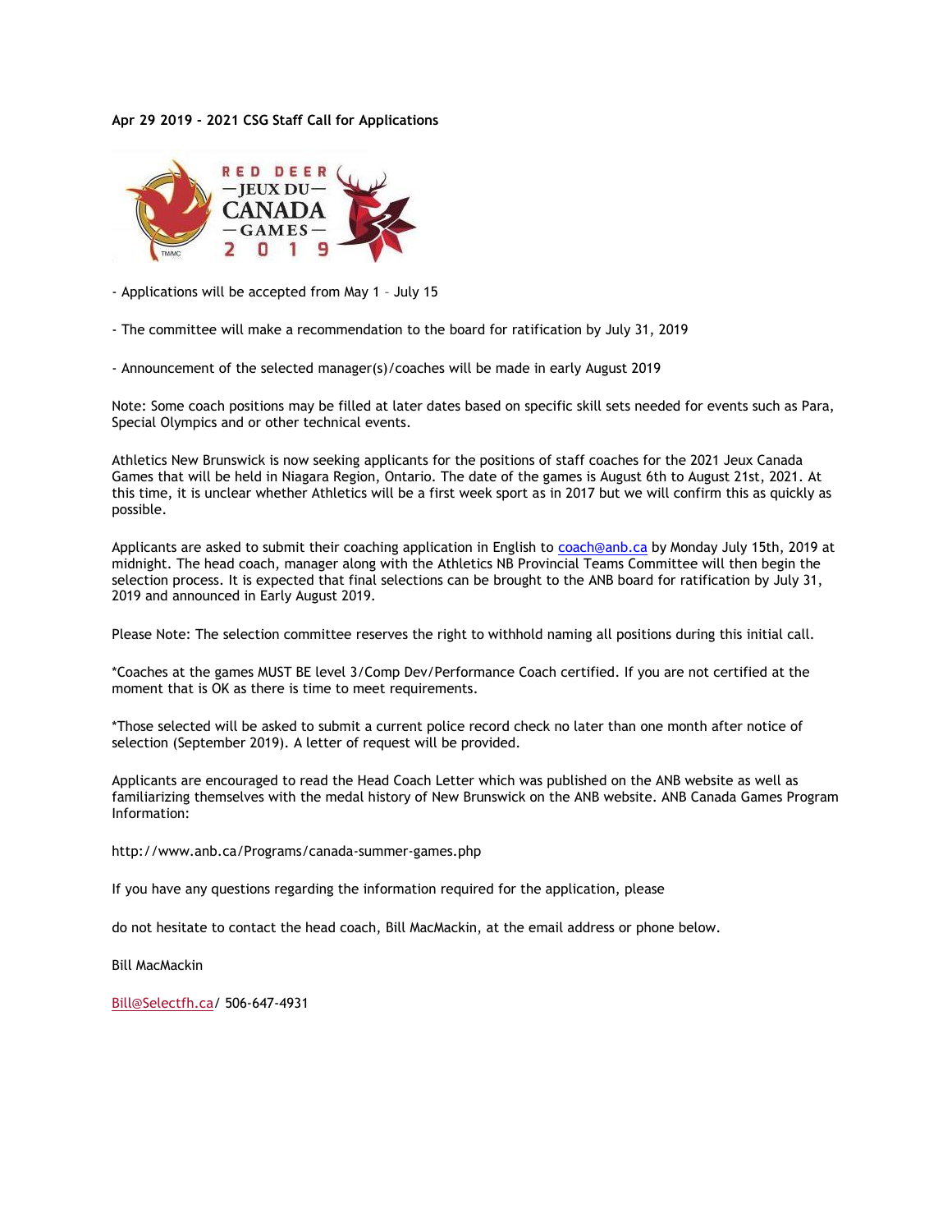**Apr 29 2019 - 2021 CSG Staff Call for Applications**

- Applications will be accepted from May 1 – July 15

- The committee will make a recommendation to the board for ratification by July 31, 2019

- Announcement of the selected manager(s)/coaches will be made in early August 2019

Note: Some coach positions may be filled at later dates based on specific skill sets needed for events such as Para, Special Olympics and or other technical events.

Athletics New Brunswick is now seeking applicants for the positions of staff coaches for the 2021 Jeux Canada Games that will be held in Niagara Region, Ontario. The date of the games is August 6th to August 21st, 2021. At this time, it is unclear whether Athletics will be a first week sport as in 2017 but we will confirm this as quickly as possible.

Applicants are asked to submit their coaching application in English to coach@anb.ca by Monday July 15th, 2019 at midnight. The head coach, manager along with the Athletics NB Provincial Teams Committee will then begin the selection process. It is expected that final selections can be brought to the ANB board for ratification by July 31, 2019 and announced in Early August 2019.

Please Note: The selection committee reserves the right to withhold naming all positions during this initial call.

*Coaches at the games MUST BE level 3/Comp Dev/Performance Coach certified. If you are not certified at the moment that is OK as there is time to meet requirements.

*Those selected will be asked to submit a current police record check no later than one month after notice of selection (September 2019). A letter of request will be provided.

Applicants are encouraged to read the Head Coach Letter which was published on the ANB website as well as familiarizing themselves with the medal history of New Brunswick on the ANB website. ANB Canada Games Program Information:

http://www.anb.ca/Programs/canada-summer-games.php

If you have any questions regarding the information required for the application, please

do not hesitate to contact the head coach, Bill MacMackin, at the email address or phone below.

Bill MacMackin

Bill@Selectfh.ca/ 506-647-4931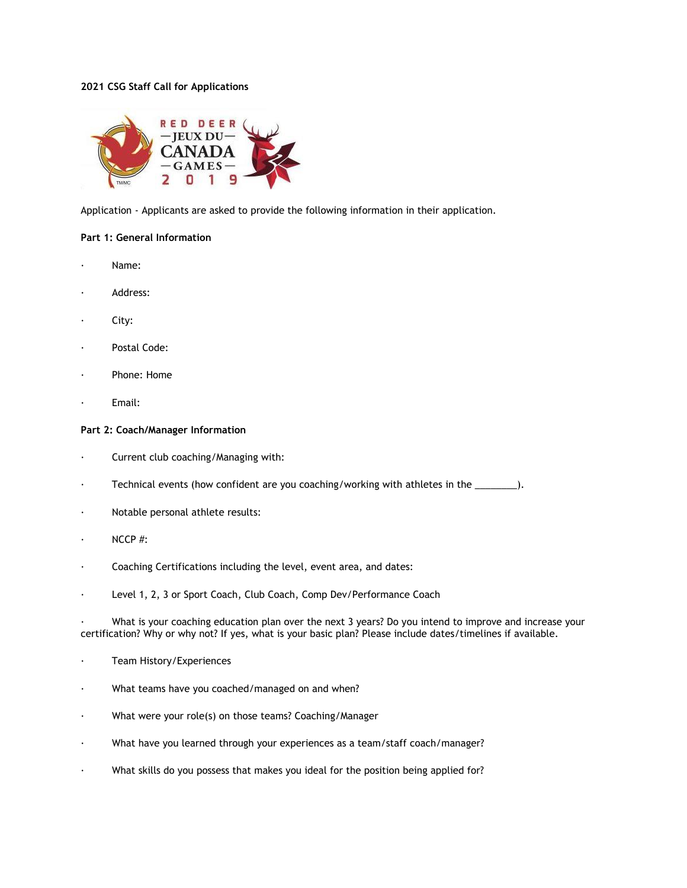**2021 CSG Staff Call for Applications**

Application - Applicants are asked to provide the following information in their application.

**Part 1: General Information**

- Name:
- Address:
- City:
- Postal Code:
- Phone: Home
- Email:

**Part 2: Coach/Manager Information**

- Current club coaching/Managing with:
- Technical events (how confident are you coaching/working with athletes in the ________).
- Notable personal athlete results:
- NCCP #:
- Coaching Certifications including the level, event area, and dates:
- Level 1, 2, 3 or Sport Coach, Club Coach, Comp Dev/Performance Coach
- What is your coaching education plan over the next 3 years? Do you intend to improve and increase your certification? Why or why not? If yes, what is your basic plan? Please include dates/timelines if available.
- Team History/Experiences
- What teams have you coached/managed on and when?
- What were your role(s) on those teams? Coaching/Manager
- What have you learned through your experiences as a team/staff coach/manager?
- What skills do you possess that makes you ideal for the position being applied for?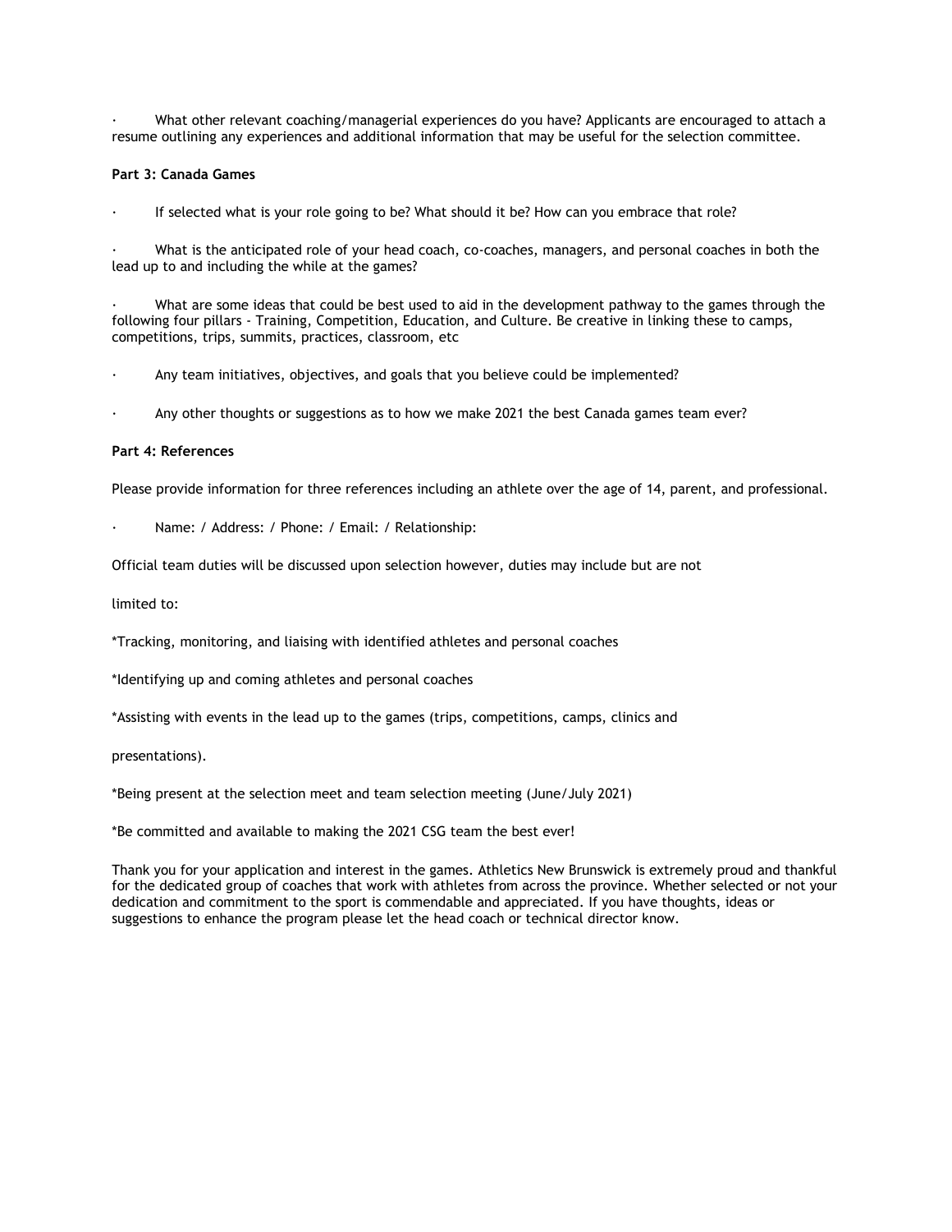- What other relevant coaching/managerial experiences do you have? Applicants are encouraged to attach a resume outlining any experiences and additional information that may be useful for the selection committee.

**Part 3: Canada Games**

- If selected what is your role going to be? What should it be? How can you embrace that role?

- What is the anticipated role of your head coach, co-coaches, managers, and personal coaches in both the lead up to and including the while at the games?

- What are some ideas that could be best used to aid in the development pathway to the games through the following four pillars - Training, Competition, Education, and Culture. Be creative in linking these to camps, competitions, trips, summits, practices, classroom, etc

- Any team initiatives, objectives, and goals that you believe could be implemented?

- Any other thoughts or suggestions as to how we make 2021 the best Canada games team ever?

**Part 4: References**

Please provide information for three references including an athlete over the age of 14, parent, and professional.

- Name: / Address: / Phone: / Email: / Relationship:

Official team duties will be discussed upon selection however, duties may include but are not

limited to:

*Tracking, monitoring, and liaising with identified athletes and personal coaches

*Identifying up and coming athletes and personal coaches

*Assisting with events in the lead up to the games (trips, competitions, camps, clinics and

presentations).

*Being present at the selection meet and team selection meeting (June/July 2021)

*Be committed and available to making the 2021 CSG team the best ever!

Thank you for your application and interest in the games. Athletics New Brunswick is extremely proud and thankful for the dedicated group of coaches that work with athletes from across the province. Whether selected or not your dedication and commitment to the sport is commendable and appreciated. If you have thoughts, ideas or suggestions to enhance the program please let the head coach or technical director know.